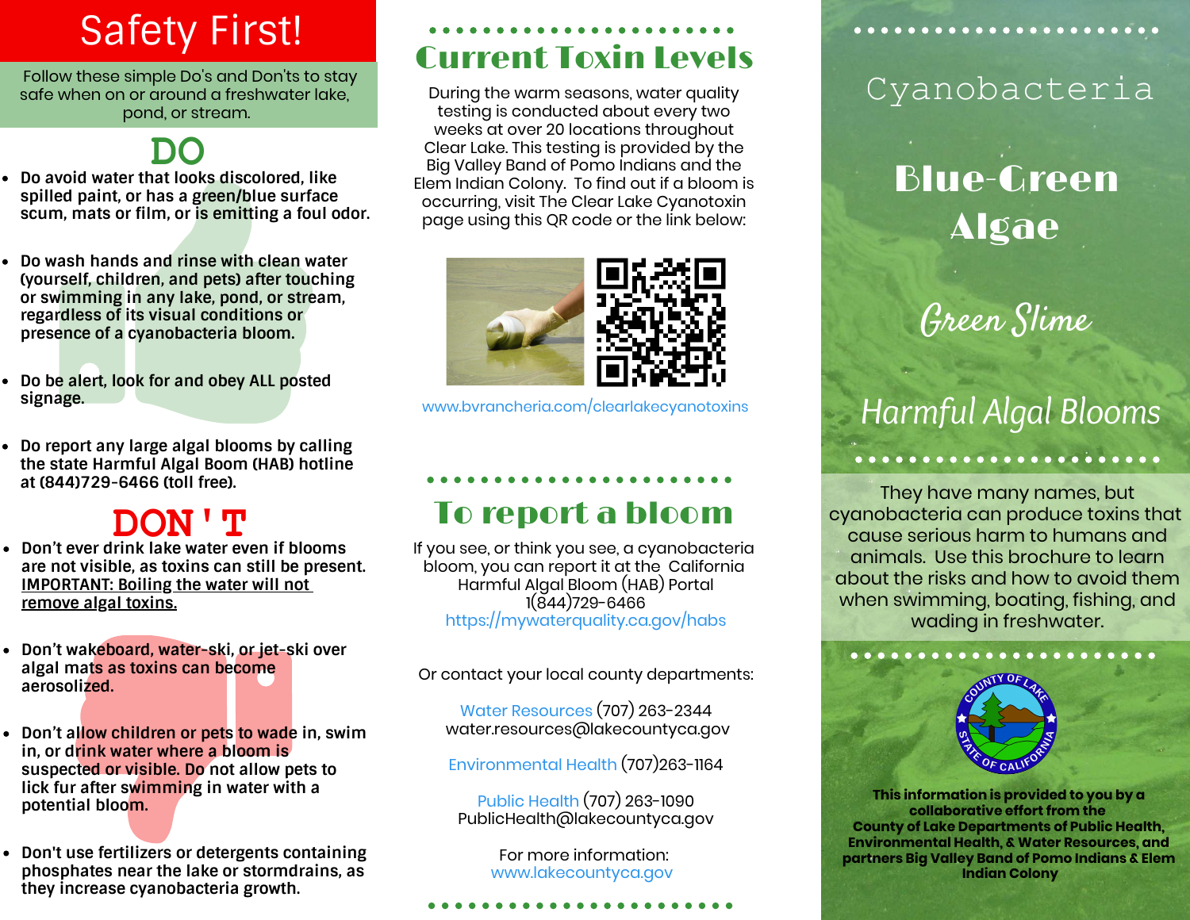# Safety First!

Follow these simple Do's and Don'ts to stay safe when on or around a freshwater lake, pond, or stream.

## DO

- **Do avoid water that looks discolored, like spilled paint, or has a green/blue surface scum, mats or film, or is emitting a foul odor.**
- **Do wash hands and rinse with clean water (yourself, children, and pets) after touching or swimming in any lake, pond, or stream, regardless of its visual conditions or presence of a cyanobacteria bloom.**
- **Do be alert, look for and obey ALL posted signage.**
- **Do report any large algal blooms by calling the state Harmful Algal Boom (HAB) hotline at (844)729-6466 (toll free).**

## DON'T

- **Don't ever drink lake water even if blooms are not visible, as toxins can still be present. IMPORTANT: Boiling the water will not remove algal toxins.**
- **Don't wakeboard, water-ski, or jet-ski over algal mats as toxins can become aerosolized.**
- **Don't allow children or pets to wade in, swim in, or drink water where a bloom is suspected or visible. Do not allow pets to lick fur after swimming in water with a potential bloom.**
- **Don't use fertilizers or detergents containing phosphates near the lake or stormdrains, as they increase cyanobacteria growth.**

## Current Toxin Levels

During the warm seasons, water quality testing is conducted about every two weeks at over 20 locations throughout Clear Lake. This testing is provided by the Big Valley Band of Pomo Indians and the Elem Indian Colony. To find out if a bloom is occurring, visit The Clear Lake Cyanotoxin page using this QR code or the link below:

www.bvrancheria.com/clearlakecyanotoxins

## To report a bloom

If you see, or think you see, a cyanobacteria bloom, you can report it at the California Harmful Algal Bloom (HAB) Portal
1(844)729-6466
https://mywaterquality.ca.gov/habs

Or contact your local county departments:

Water Resources (707) 263-2344
water.resources@lakecountyca.gov

Environmental Health (707)263-1164

Public Health (707) 263-1090
PublicHealth@lakecountyca.gov

For more information:
www.lakecountyca.gov

# Cyanobacteria

## Blue-Green Algae

## *Green Slime*

## *Harmful Algal Blooms*

They have many names, but cyanobacteria can produce toxins that cause serious harm to humans and animals. Use this brochure to learn about the risks and how to avoid them when swimming, boating, fishing, and wading in freshwater.

COUNTY OF LAKE · STATE OF CALIFORNIA

**This information is provided to you by a collaborative effort from the County of Lake Departments of Public Health, Environmental Health, & Water Resources, and partners Big Valley Band of Pomo Indians & Elem Indian Colony**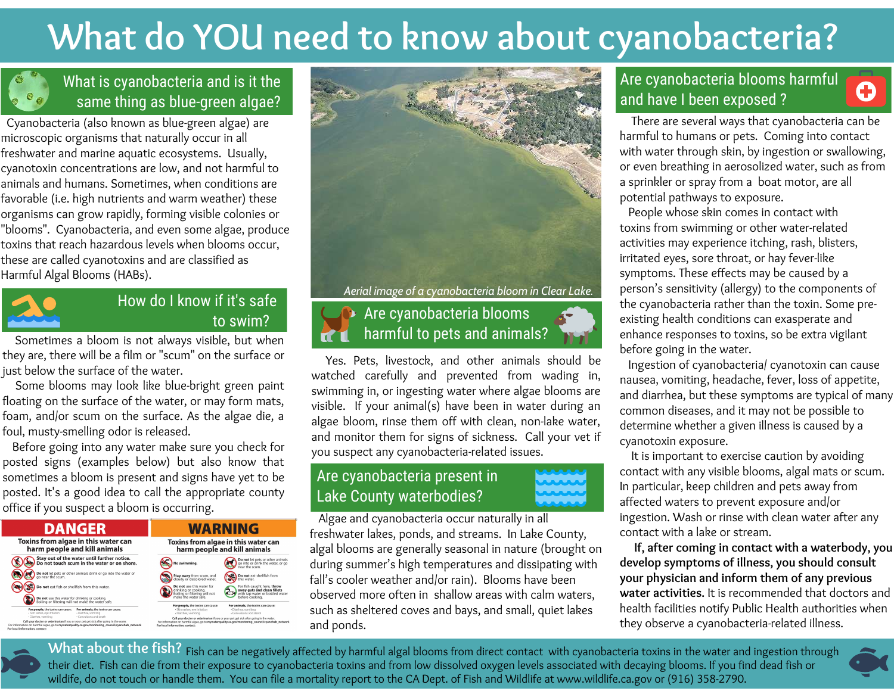# What do YOU need to know about cyanobacteria?

## What is cyanobacteria and is it the same thing as blue-green algae?

Cyanobacteria (also known as blue-green algae) are microscopic organisms that naturally occur in all freshwater and marine aquatic ecosystems. Usually, cyanotoxin concentrations are low, and not harmful to animals and humans. Sometimes, when conditions are favorable (i.e. high nutrients and warm weather) these organisms can grow rapidly, forming visible colonies or "blooms". Cyanobacteria, and even some algae, produce toxins that reach hazardous levels when blooms occur, these are called cyanotoxins and are classified as Harmful Algal Blooms (HABs).

## How do I know if it's safe to swim?

Sometimes a bloom is not always visible, but when they are, there will be a film or "scum" on the surface or just below the surface of the water.

Some blooms may look like blue-bright green paint floating on the surface of the water, or may form mats, foam, and/or scum on the surface. As the algae die, a foul, musty-smelling odor is released.

Before going into any water make sure you check for posted signs (examples below) but also know that sometimes a bloom is present and signs have yet to be posted. It's a good idea to call the appropriate county office if you suspect a bloom is occurring.

**DANGER**

Toxins from algae in this water can harm people and kill animals

Stay out of the water until further notice. Do not touch scum in the water or on shore.

Do not let pets or other animals drink or go into the water or go near the scum.

Do not eat fish or shellfish from this water.

Do not use this water for drinking or cooking. Boiling or filtering will not make the water safe.

**WARNING**

Toxins from algae in this water can harm people and kill animals

No swimming.

Stay away from scum, and cloudy or discolored water.

Do not use this water for drinking or cooking. Boiling or filtering will not make the water safe.

Do not let pets or other animals go into or drink the water or go near the scum.

Do not eat shellfish from this water.

For fish caught here, throw away guts and clean fillets with tap water or bottled water before cooking.

*Aerial image of a cyanobacteria bloom in Clear Lake.*

## Are cyanobacteria blooms harmful to pets and animals?

Yes. Pets, livestock, and other animals should be watched carefully and prevented from wading in, swimming in, or ingesting water where algae blooms are visible. If your animal(s) have been in water during an algae bloom, rinse them off with clean, non-lake water, and monitor them for signs of sickness. Call your vet if you suspect any cyanobacteria-related issues.

## Are cyanobacteria present in Lake County waterbodies?

Algae and cyanobacteria occur naturally in all freshwater lakes, ponds, and streams. In Lake County, algal blooms are generally seasonal in nature (brought on during summer's high temperatures and dissipating with fall's cooler weather and/or rain). Blooms have been observed more often in shallow areas with calm waters, such as sheltered coves and bays, and small, quiet lakes and ponds.

## Are cyanobacteria blooms harmful and have I been exposed ?

There are several ways that cyanobacteria can be harmful to humans or pets. Coming into contact with water through skin, by ingestion or swallowing, or even breathing in aerosolized water, such as from a sprinkler or spray from a boat motor, are all potential pathways to exposure.

People whose skin comes in contact with toxins from swimming or other water-related activities may experience itching, rash, blisters, irritated eyes, sore throat, or hay fever-like symptoms. These effects may be caused by a person's sensitivity (allergy) to the components of the cyanobacteria rather than the toxin. Some pre-existing health conditions can exasperate and enhance responses to toxins, so be extra vigilant before going in the water.

Ingestion of cyanobacteria/ cyanotoxin can cause nausea, vomiting, headache, fever, loss of appetite, and diarrhea, but these symptoms are typical of many common diseases, and it may not be possible to determine whether a given illness is caused by a cyanotoxin exposure.

It is important to exercise caution by avoiding contact with any visible blooms, algal mats or scum. In particular, keep children and pets away from affected waters to prevent exposure and/or ingestion. Wash or rinse with clean water after any contact with a lake or stream.

**If, after coming in contact with a waterbody, you develop symptoms of illness, you should consult your physician and inform them of any previous water activities.** It is recommended that doctors and health facilities notify Public Health authorities when they observe a cyanobacteria-related illness.

## What about the fish?

Fish can be negatively affected by harmful algal blooms from direct contact with cyanobacteria toxins in the water and ingestion through their diet. Fish can die from their exposure to cyanobacteria toxins and from low dissolved oxygen levels associated with decaying blooms. If you find dead fish or wildlife, do not touch or handle them. You can file a mortality report to the CA Dept. of Fish and Wildlife at www.wildlife.ca.gov or (916) 358-2790.